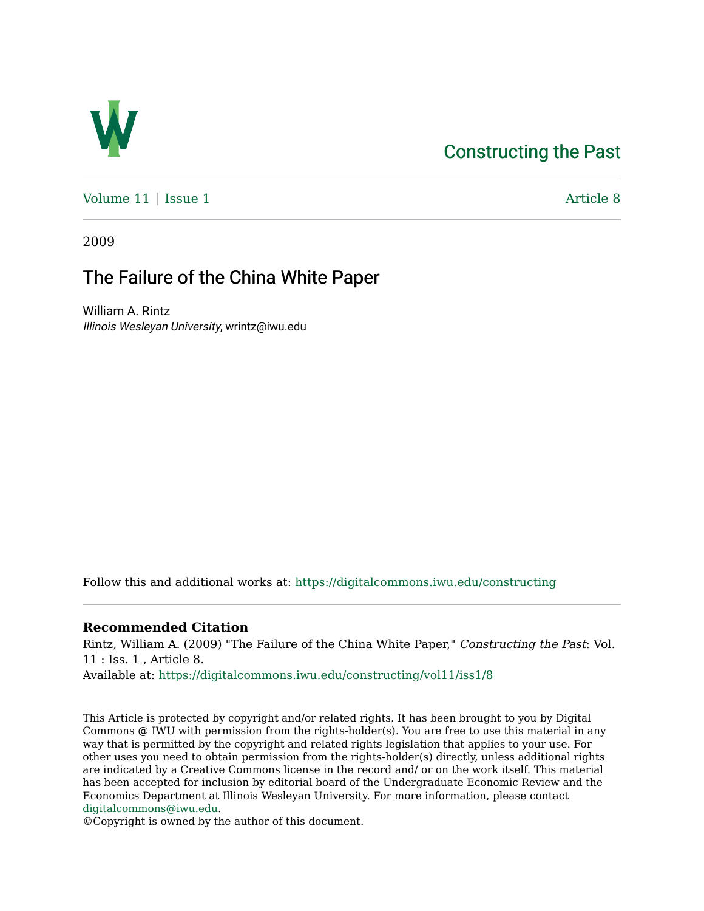Constructing the Past

Volume 11 | Issue 1 | Article 8

2009

# The Failure of the China White Paper

William A. Rintz
*Illinois Wesleyan University*, wrintz@iwu.edu

Follow this and additional works at: https://digitalcommons.iwu.edu/constructing

**Recommended Citation**

Rintz, William A. (2009) "The Failure of the China White Paper," *Constructing the Past*: Vol. 11 : Iss. 1 , Article 8.
Available at: https://digitalcommons.iwu.edu/constructing/vol11/iss1/8

This Article is protected by copyright and/or related rights. It has been brought to you by Digital Commons @ IWU with permission from the rights-holder(s). You are free to use this material in any way that is permitted by the copyright and related rights legislation that applies to your use. For other uses you need to obtain permission from the rights-holder(s) directly, unless additional rights are indicated by a Creative Commons license in the record and/ or on the work itself. This material has been accepted for inclusion by editorial board of the Undergraduate Economic Review and the Economics Department at Illinois Wesleyan University. For more information, please contact digitalcommons@iwu.edu.
©Copyright is owned by the author of this document.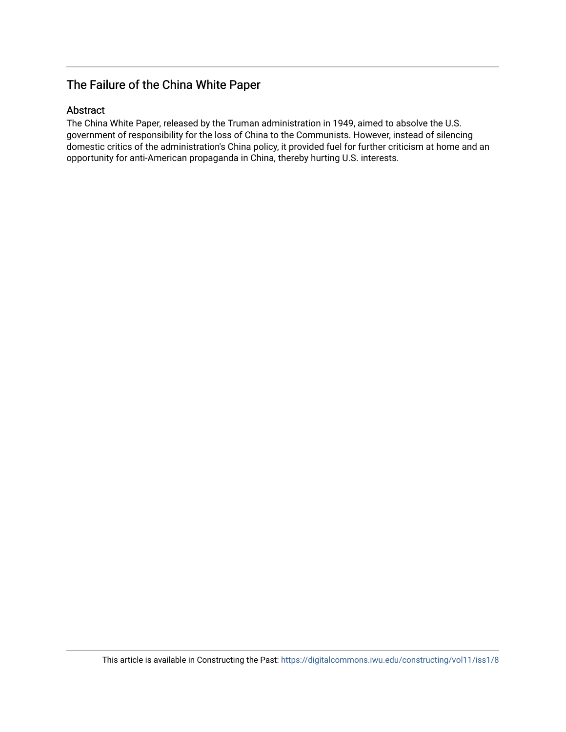## The Failure of the China White Paper

### Abstract

The China White Paper, released by the Truman administration in 1949, aimed to absolve the U.S. government of responsibility for the loss of China to the Communists. However, instead of silencing domestic critics of the administration's China policy, it provided fuel for further criticism at home and an opportunity for anti-American propaganda in China, thereby hurting U.S. interests.

This article is available in Constructing the Past: https://digitalcommons.iwu.edu/constructing/vol11/iss1/8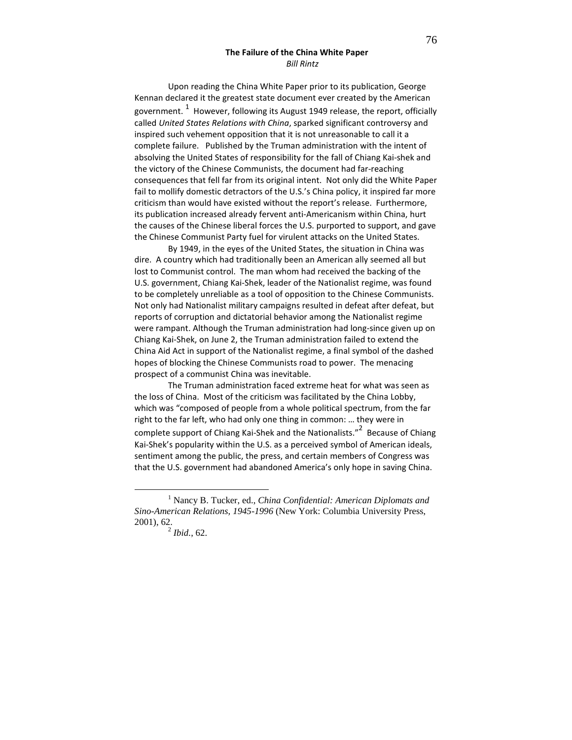## The Failure of the China White Paper

*Bill Rintz*

Upon reading the China White Paper prior to its publication, George Kennan declared it the greatest state document ever created by the American government. [1] However, following its August 1949 release, the report, officially called *United States Relations with China*, sparked significant controversy and inspired such vehement opposition that it is not unreasonable to call it a complete failure. Published by the Truman administration with the intent of absolving the United States of responsibility for the fall of Chiang Kai-shek and the victory of the Chinese Communists, the document had far-reaching consequences that fell far from its original intent. Not only did the White Paper fail to mollify domestic detractors of the U.S.'s China policy, it inspired far more criticism than would have existed without the report's release. Furthermore, its publication increased already fervent anti-Americanism within China, hurt the causes of the Chinese liberal forces the U.S. purported to support, and gave the Chinese Communist Party fuel for virulent attacks on the United States.

By 1949, in the eyes of the United States, the situation in China was dire. A country which had traditionally been an American ally seemed all but lost to Communist control. The man whom had received the backing of the U.S. government, Chiang Kai-Shek, leader of the Nationalist regime, was found to be completely unreliable as a tool of opposition to the Chinese Communists. Not only had Nationalist military campaigns resulted in defeat after defeat, but reports of corruption and dictatorial behavior among the Nationalist regime were rampant. Although the Truman administration had long-since given up on Chiang Kai-Shek, on June 2, the Truman administration failed to extend the China Aid Act in support of the Nationalist regime, a final symbol of the dashed hopes of blocking the Chinese Communists road to power. The menacing prospect of a communist China was inevitable.

The Truman administration faced extreme heat for what was seen as the loss of China. Most of the criticism was facilitated by the China Lobby, which was "composed of people from a whole political spectrum, from the far right to the far left, who had only one thing in common: … they were in complete support of Chiang Kai-Shek and the Nationalists."[2] Because of Chiang Kai-Shek's popularity within the U.S. as a perceived symbol of American ideals, sentiment among the public, the press, and certain members of Congress was that the U.S. government had abandoned America's only hope in saving China.

---

[1] Nancy B. Tucker, ed., *China Confidential: American Diplomats and Sino-American Relations, 1945-1996* (New York: Columbia University Press, 2001), 62.

[2] *Ibid.*, 62.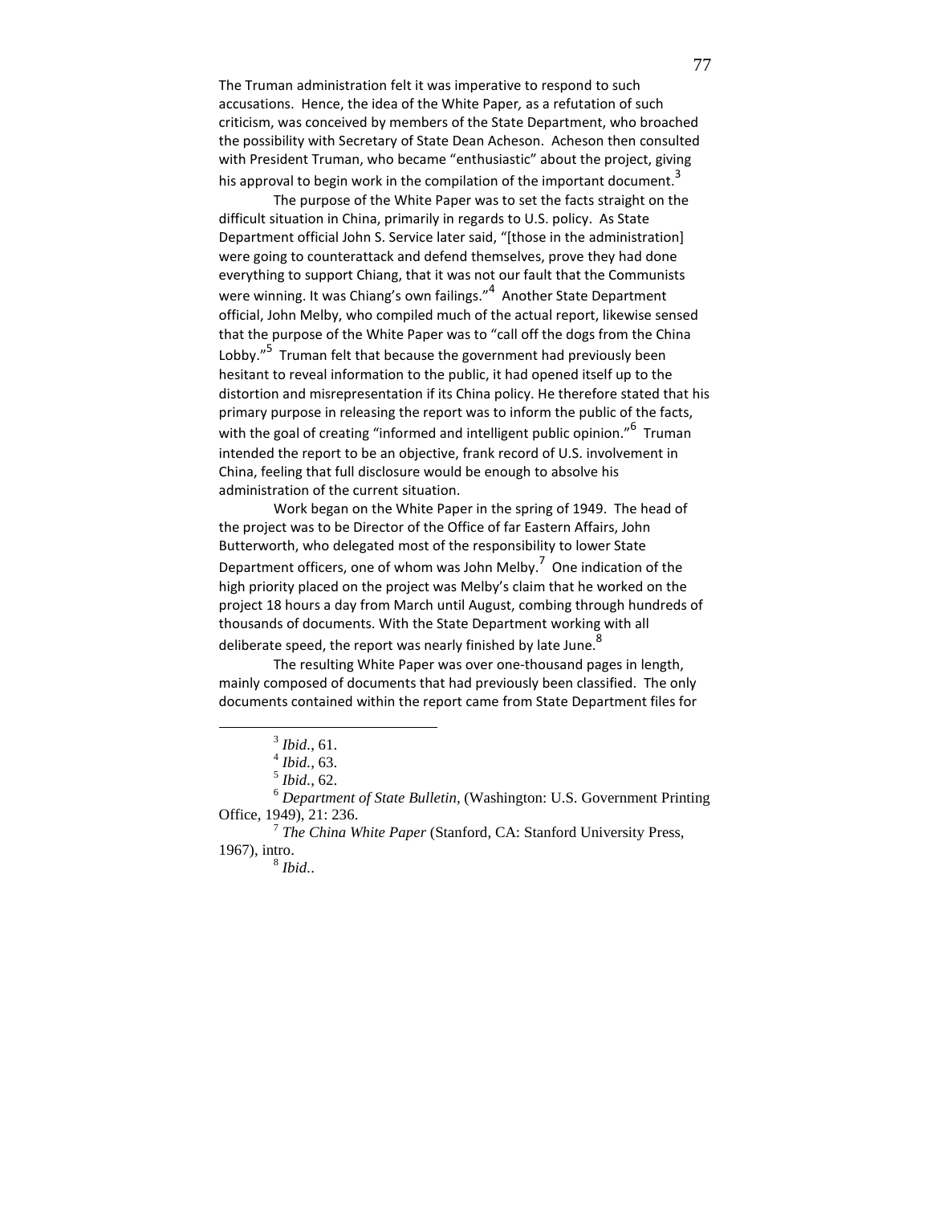The Truman administration felt it was imperative to respond to such accusations. Hence, the idea of the White Paper, as a refutation of such criticism, was conceived by members of the State Department, who broached the possibility with Secretary of State Dean Acheson. Acheson then consulted with President Truman, who became "enthusiastic" about the project, giving his approval to begin work in the compilation of the important document.[3]

The purpose of the White Paper was to set the facts straight on the difficult situation in China, primarily in regards to U.S. policy. As State Department official John S. Service later said, "[those in the administration] were going to counterattack and defend themselves, prove they had done everything to support Chiang, that it was not our fault that the Communists were winning. It was Chiang's own failings."[4] Another State Department official, John Melby, who compiled much of the actual report, likewise sensed that the purpose of the White Paper was to "call off the dogs from the China Lobby."[5] Truman felt that because the government had previously been hesitant to reveal information to the public, it had opened itself up to the distortion and misrepresentation if its China policy. He therefore stated that his primary purpose in releasing the report was to inform the public of the facts, with the goal of creating "informed and intelligent public opinion."[6] Truman intended the report to be an objective, frank record of U.S. involvement in China, feeling that full disclosure would be enough to absolve his administration of the current situation.

Work began on the White Paper in the spring of 1949. The head of the project was to be Director of the Office of far Eastern Affairs, John Butterworth, who delegated most of the responsibility to lower State Department officers, one of whom was John Melby.[7] One indication of the high priority placed on the project was Melby's claim that he worked on the project 18 hours a day from March until August, combing through hundreds of thousands of documents. With the State Department working with all deliberate speed, the report was nearly finished by late June.[8]

The resulting White Paper was over one-thousand pages in length, mainly composed of documents that had previously been classified. The only documents contained within the report came from State Department files for

---

[3] *Ibid.*, 61.

[4] *Ibid.*, 63.

[5] *Ibid.*, 62.

[6] *Department of State Bulletin*, (Washington: U.S. Government Printing Office, 1949), 21: 236.

[7] *The China White Paper* (Stanford, CA: Stanford University Press, 1967), intro.

[8] *Ibid.*.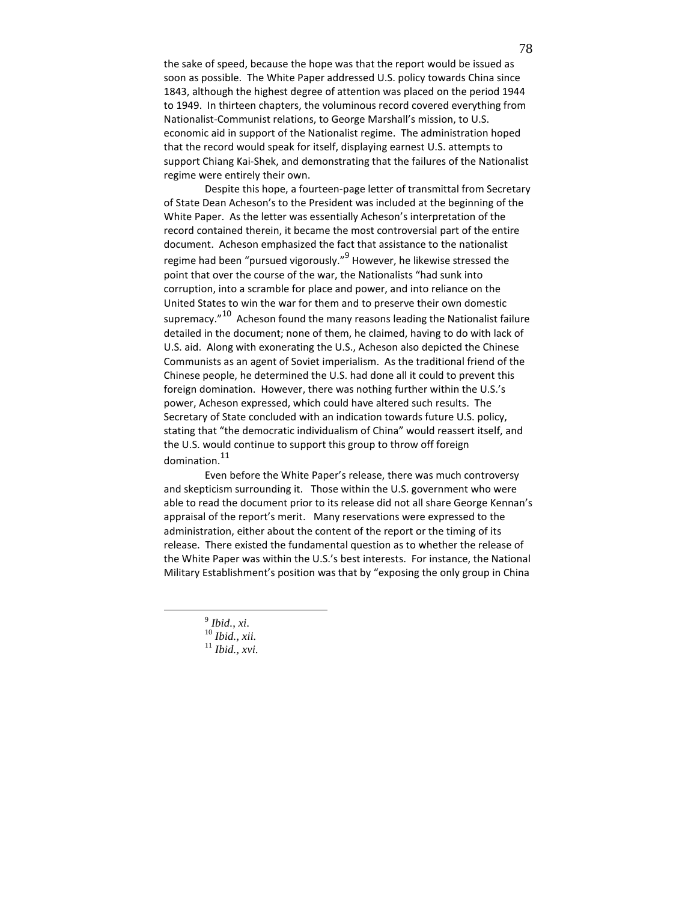the sake of speed, because the hope was that the report would be issued as soon as possible. The White Paper addressed U.S. policy towards China since 1843, although the highest degree of attention was placed on the period 1944 to 1949. In thirteen chapters, the voluminous record covered everything from Nationalist-Communist relations, to George Marshall's mission, to U.S. economic aid in support of the Nationalist regime. The administration hoped that the record would speak for itself, displaying earnest U.S. attempts to support Chiang Kai-Shek, and demonstrating that the failures of the Nationalist regime were entirely their own.

Despite this hope, a fourteen-page letter of transmittal from Secretary of State Dean Acheson's to the President was included at the beginning of the White Paper. As the letter was essentially Acheson's interpretation of the record contained therein, it became the most controversial part of the entire document. Acheson emphasized the fact that assistance to the nationalist regime had been "pursued vigorously."[9] However, he likewise stressed the point that over the course of the war, the Nationalists "had sunk into corruption, into a scramble for place and power, and into reliance on the United States to win the war for them and to preserve their own domestic supremacy."[10] Acheson found the many reasons leading the Nationalist failure detailed in the document; none of them, he claimed, having to do with lack of U.S. aid. Along with exonerating the U.S., Acheson also depicted the Chinese Communists as an agent of Soviet imperialism. As the traditional friend of the Chinese people, he determined the U.S. had done all it could to prevent this foreign domination. However, there was nothing further within the U.S.'s power, Acheson expressed, which could have altered such results. The Secretary of State concluded with an indication towards future U.S. policy, stating that "the democratic individualism of China" would reassert itself, and the U.S. would continue to support this group to throw off foreign domination.[11]

Even before the White Paper's release, there was much controversy and skepticism surrounding it. Those within the U.S. government who were able to read the document prior to its release did not all share George Kennan's appraisal of the report's merit. Many reservations were expressed to the administration, either about the content of the report or the timing of its release. There existed the fundamental question as to whether the release of the White Paper was within the U.S.'s best interests. For instance, the National Military Establishment's position was that by "exposing the only group in China

---

[9] *Ibid., xi.*

[10] *Ibid., xii.*

[11] *Ibid., xvi.*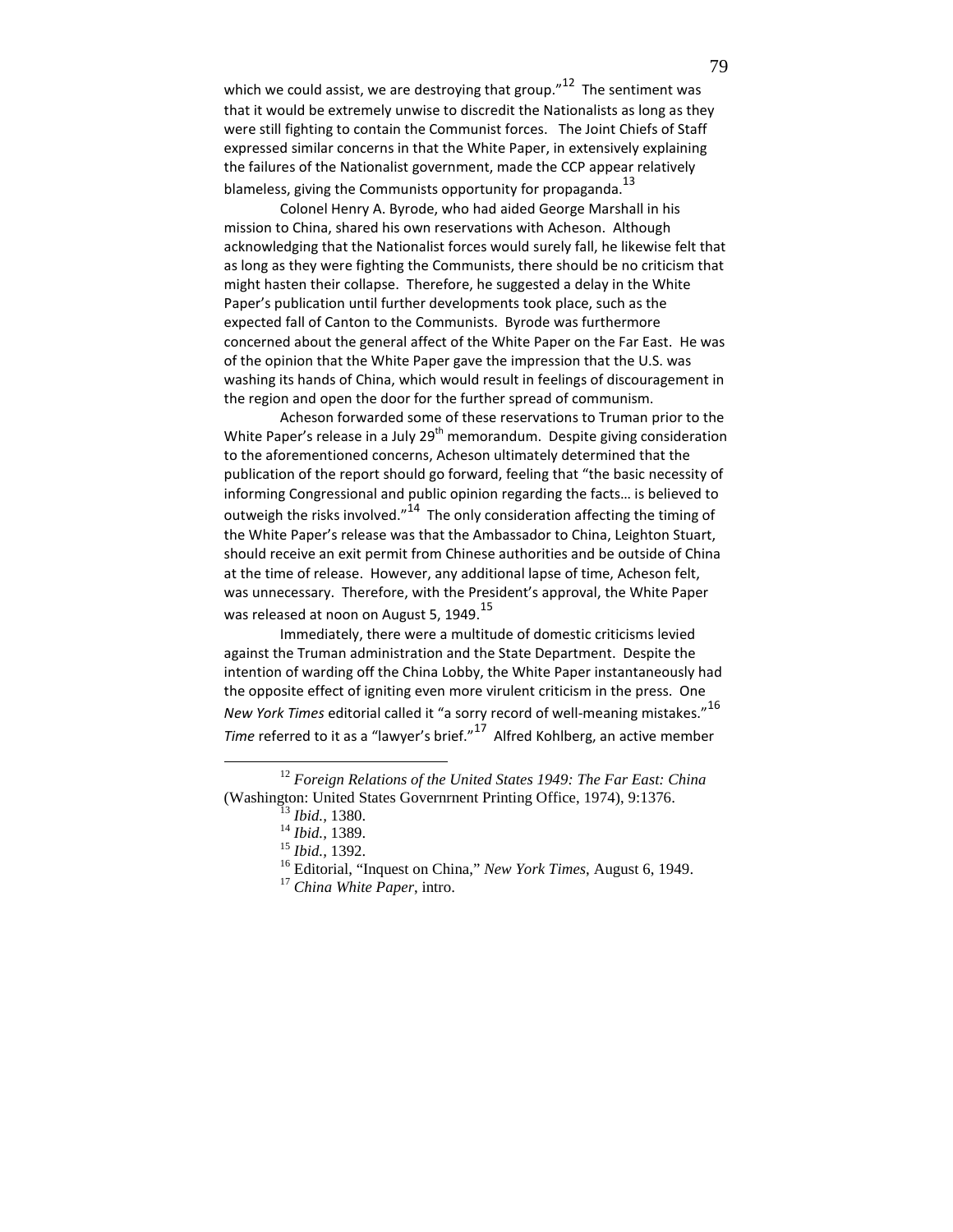which we could assist, we are destroying that group."[12] The sentiment was that it would be extremely unwise to discredit the Nationalists as long as they were still fighting to contain the Communist forces. The Joint Chiefs of Staff expressed similar concerns in that the White Paper, in extensively explaining the failures of the Nationalist government, made the CCP appear relatively blameless, giving the Communists opportunity for propaganda.[13]

Colonel Henry A. Byrode, who had aided George Marshall in his mission to China, shared his own reservations with Acheson. Although acknowledging that the Nationalist forces would surely fall, he likewise felt that as long as they were fighting the Communists, there should be no criticism that might hasten their collapse. Therefore, he suggested a delay in the White Paper's publication until further developments took place, such as the expected fall of Canton to the Communists. Byrode was furthermore concerned about the general affect of the White Paper on the Far East. He was of the opinion that the White Paper gave the impression that the U.S. was washing its hands of China, which would result in feelings of discouragement in the region and open the door for the further spread of communism.

Acheson forwarded some of these reservations to Truman prior to the White Paper's release in a July 29th memorandum. Despite giving consideration to the aforementioned concerns, Acheson ultimately determined that the publication of the report should go forward, feeling that "the basic necessity of informing Congressional and public opinion regarding the facts… is believed to outweigh the risks involved."[14] The only consideration affecting the timing of the White Paper's release was that the Ambassador to China, Leighton Stuart, should receive an exit permit from Chinese authorities and be outside of China at the time of release. However, any additional lapse of time, Acheson felt, was unnecessary. Therefore, with the President's approval, the White Paper was released at noon on August 5, 1949.[15]

Immediately, there were a multitude of domestic criticisms levied against the Truman administration and the State Department. Despite the intention of warding off the China Lobby, the White Paper instantaneously had the opposite effect of igniting even more virulent criticism in the press. One *New York Times* editorial called it "a sorry record of well-meaning mistakes."[16] *Time* referred to it as a "lawyer's brief."[17] Alfred Kohlberg, an active member

---

[12] *Foreign Relations of the United States 1949: The Far East: China* (Washington: United States Government Printing Office, 1974), 9:1376.

[13] *Ibid.*, 1380.

[14] *Ibid.*, 1389.

[15] *Ibid.*, 1392.

[16] Editorial, "Inquest on China," *New York Times*, August 6, 1949.

[17] *China White Paper*, intro.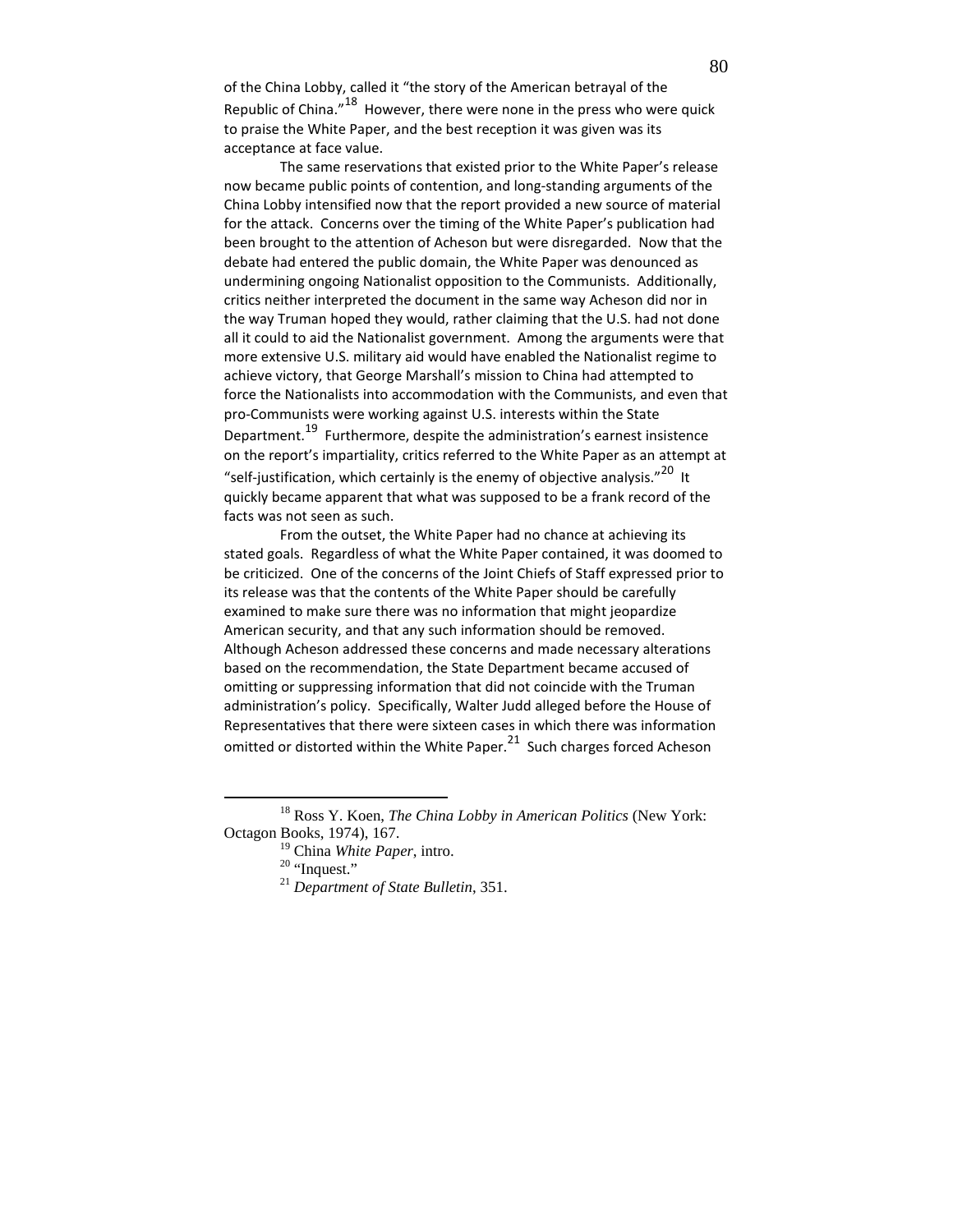of the China Lobby, called it "the story of the American betrayal of the Republic of China."[18] However, there were none in the press who were quick to praise the White Paper, and the best reception it was given was its acceptance at face value.

The same reservations that existed prior to the White Paper's release now became public points of contention, and long-standing arguments of the China Lobby intensified now that the report provided a new source of material for the attack. Concerns over the timing of the White Paper's publication had been brought to the attention of Acheson but were disregarded. Now that the debate had entered the public domain, the White Paper was denounced as undermining ongoing Nationalist opposition to the Communists. Additionally, critics neither interpreted the document in the same way Acheson did nor in the way Truman hoped they would, rather claiming that the U.S. had not done all it could to aid the Nationalist government. Among the arguments were that more extensive U.S. military aid would have enabled the Nationalist regime to achieve victory, that George Marshall's mission to China had attempted to force the Nationalists into accommodation with the Communists, and even that pro-Communists were working against U.S. interests within the State Department.[19] Furthermore, despite the administration's earnest insistence on the report's impartiality, critics referred to the White Paper as an attempt at "self-justification, which certainly is the enemy of objective analysis."[20] It quickly became apparent that what was supposed to be a frank record of the facts was not seen as such.

From the outset, the White Paper had no chance at achieving its stated goals. Regardless of what the White Paper contained, it was doomed to be criticized. One of the concerns of the Joint Chiefs of Staff expressed prior to its release was that the contents of the White Paper should be carefully examined to make sure there was no information that might jeopardize American security, and that any such information should be removed. Although Acheson addressed these concerns and made necessary alterations based on the recommendation, the State Department became accused of omitting or suppressing information that did not coincide with the Truman administration's policy. Specifically, Walter Judd alleged before the House of Representatives that there were sixteen cases in which there was information omitted or distorted within the White Paper.[21] Such charges forced Acheson

---

[18] Ross Y. Koen, *The China Lobby in American Politics* (New York: Octagon Books, 1974), 167.

[19] China *White Paper*, intro.

[20] "Inquest."

[21] *Department of State Bulletin*, 351.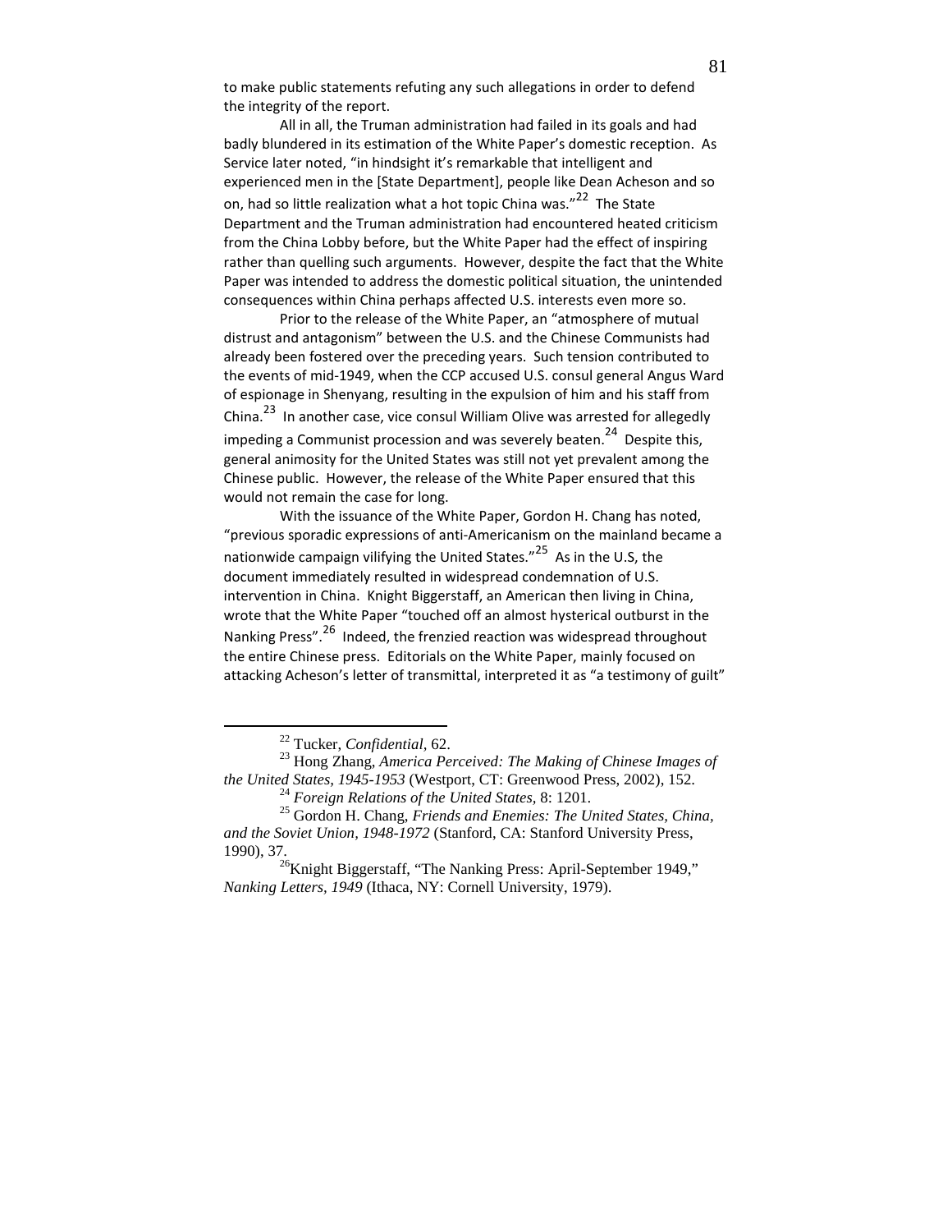to make public statements refuting any such allegations in order to defend the integrity of the report.

All in all, the Truman administration had failed in its goals and had badly blundered in its estimation of the White Paper's domestic reception. As Service later noted, "in hindsight it's remarkable that intelligent and experienced men in the [State Department], people like Dean Acheson and so on, had so little realization what a hot topic China was."[22] The State Department and the Truman administration had encountered heated criticism from the China Lobby before, but the White Paper had the effect of inspiring rather than quelling such arguments. However, despite the fact that the White Paper was intended to address the domestic political situation, the unintended consequences within China perhaps affected U.S. interests even more so.

Prior to the release of the White Paper, an "atmosphere of mutual distrust and antagonism" between the U.S. and the Chinese Communists had already been fostered over the preceding years. Such tension contributed to the events of mid-1949, when the CCP accused U.S. consul general Angus Ward of espionage in Shenyang, resulting in the expulsion of him and his staff from China.[23] In another case, vice consul William Olive was arrested for allegedly impeding a Communist procession and was severely beaten.[24] Despite this, general animosity for the United States was still not yet prevalent among the Chinese public. However, the release of the White Paper ensured that this would not remain the case for long.

With the issuance of the White Paper, Gordon H. Chang has noted, "previous sporadic expressions of anti-Americanism on the mainland became a nationwide campaign vilifying the United States."[25] As in the U.S, the document immediately resulted in widespread condemnation of U.S. intervention in China. Knight Biggerstaff, an American then living in China, wrote that the White Paper "touched off an almost hysterical outburst in the Nanking Press".[26] Indeed, the frenzied reaction was widespread throughout the entire Chinese press. Editorials on the White Paper, mainly focused on attacking Acheson's letter of transmittal, interpreted it as "a testimony of guilt"

---

[22] Tucker, *Confidential*, 62.

[23] Hong Zhang, *America Perceived: The Making of Chinese Images of the United States, 1945-1953* (Westport, CT: Greenwood Press, 2002), 152.

[24] *Foreign Relations of the United States*, 8: 1201.

[25] Gordon H. Chang, *Friends and Enemies: The United States, China, and the Soviet Union, 1948-1972* (Stanford, CA: Stanford University Press, 1990), 37.

[26] Knight Biggerstaff, "The Nanking Press: April-September 1949," *Nanking Letters, 1949* (Ithaca, NY: Cornell University, 1979).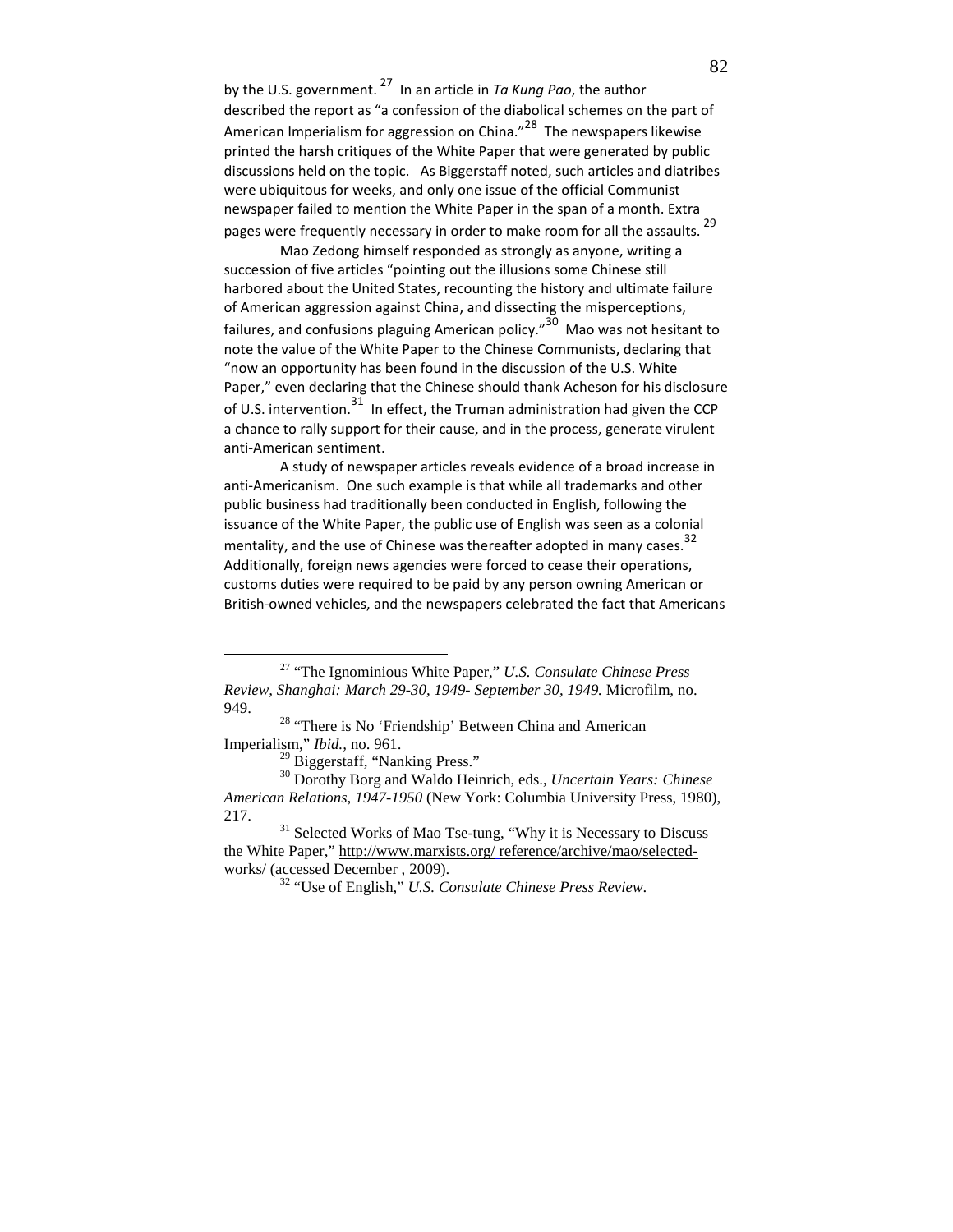by the U.S. government.[27] In an article in *Ta Kung Pao*, the author described the report as "a confession of the diabolical schemes on the part of American Imperialism for aggression on China."[28] The newspapers likewise printed the harsh critiques of the White Paper that were generated by public discussions held on the topic. As Biggerstaff noted, such articles and diatribes were ubiquitous for weeks, and only one issue of the official Communist newspaper failed to mention the White Paper in the span of a month. Extra pages were frequently necessary in order to make room for all the assaults.[29]

Mao Zedong himself responded as strongly as anyone, writing a succession of five articles "pointing out the illusions some Chinese still harbored about the United States, recounting the history and ultimate failure of American aggression against China, and dissecting the misperceptions, failures, and confusions plaguing American policy."[30] Mao was not hesitant to note the value of the White Paper to the Chinese Communists, declaring that "now an opportunity has been found in the discussion of the U.S. White Paper," even declaring that the Chinese should thank Acheson for his disclosure of U.S. intervention.[31] In effect, the Truman administration had given the CCP a chance to rally support for their cause, and in the process, generate virulent anti-American sentiment.

A study of newspaper articles reveals evidence of a broad increase in anti-Americanism. One such example is that while all trademarks and other public business had traditionally been conducted in English, following the issuance of the White Paper, the public use of English was seen as a colonial mentality, and the use of Chinese was thereafter adopted in many cases.[32] Additionally, foreign news agencies were forced to cease their operations, customs duties were required to be paid by any person owning American or British-owned vehicles, and the newspapers celebrated the fact that Americans

---

[27] "The Ignominious White Paper," *U.S. Consulate Chinese Press Review, Shanghai: March 29-30, 1949- September 30, 1949.* Microfilm, no. 949.

[28] "There is No 'Friendship' Between China and American Imperialism," *Ibid.*, no. 961.

[29] Biggerstaff, "Nanking Press."

[30] Dorothy Borg and Waldo Heinrich, eds., *Uncertain Years: Chinese American Relations, 1947-1950* (New York: Columbia University Press, 1980), 217.

[31] Selected Works of Mao Tse-tung, "Why it is Necessary to Discuss the White Paper," http://www.marxists.org/ reference/archive/mao/selected-works/ (accessed December , 2009).

[32] "Use of English," *U.S. Consulate Chinese Press Review*.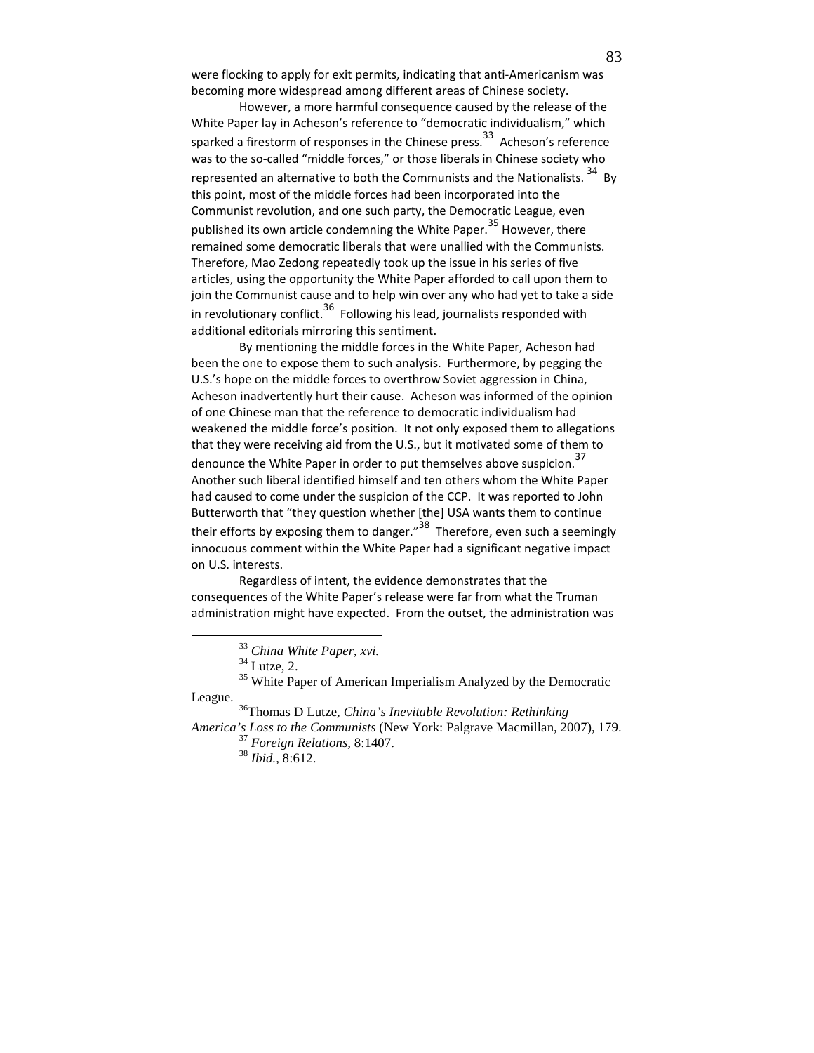were flocking to apply for exit permits, indicating that anti-Americanism was becoming more widespread among different areas of Chinese society.

However, a more harmful consequence caused by the release of the White Paper lay in Acheson's reference to "democratic individualism," which sparked a firestorm of responses in the Chinese press.[33] Acheson's reference was to the so-called "middle forces," or those liberals in Chinese society who represented an alternative to both the Communists and the Nationalists.[34] By this point, most of the middle forces had been incorporated into the Communist revolution, and one such party, the Democratic League, even published its own article condemning the White Paper.[35] However, there remained some democratic liberals that were unallied with the Communists. Therefore, Mao Zedong repeatedly took up the issue in his series of five articles, using the opportunity the White Paper afforded to call upon them to join the Communist cause and to help win over any who had yet to take a side in revolutionary conflict.[36] Following his lead, journalists responded with additional editorials mirroring this sentiment.

By mentioning the middle forces in the White Paper, Acheson had been the one to expose them to such analysis. Furthermore, by pegging the U.S.'s hope on the middle forces to overthrow Soviet aggression in China, Acheson inadvertently hurt their cause. Acheson was informed of the opinion of one Chinese man that the reference to democratic individualism had weakened the middle force's position. It not only exposed them to allegations that they were receiving aid from the U.S., but it motivated some of them to denounce the White Paper in order to put themselves above suspicion.[37] Another such liberal identified himself and ten others whom the White Paper had caused to come under the suspicion of the CCP. It was reported to John Butterworth that "they question whether [the] USA wants them to continue their efforts by exposing them to danger."[38] Therefore, even such a seemingly innocuous comment within the White Paper had a significant negative impact on U.S. interests.

Regardless of intent, the evidence demonstrates that the consequences of the White Paper's release were far from what the Truman administration might have expected. From the outset, the administration was

---

[33] *China White Paper*, *xvi.*

[34] Lutze, 2.

[35] White Paper of American Imperialism Analyzed by the Democratic League.

[36] Thomas D Lutze, *China's Inevitable Revolution: Rethinking America's Loss to the Communists* (New York: Palgrave Macmillan, 2007), 179.

[37] *Foreign Relations*, 8:1407.

[38] *Ibid.*, 8:612.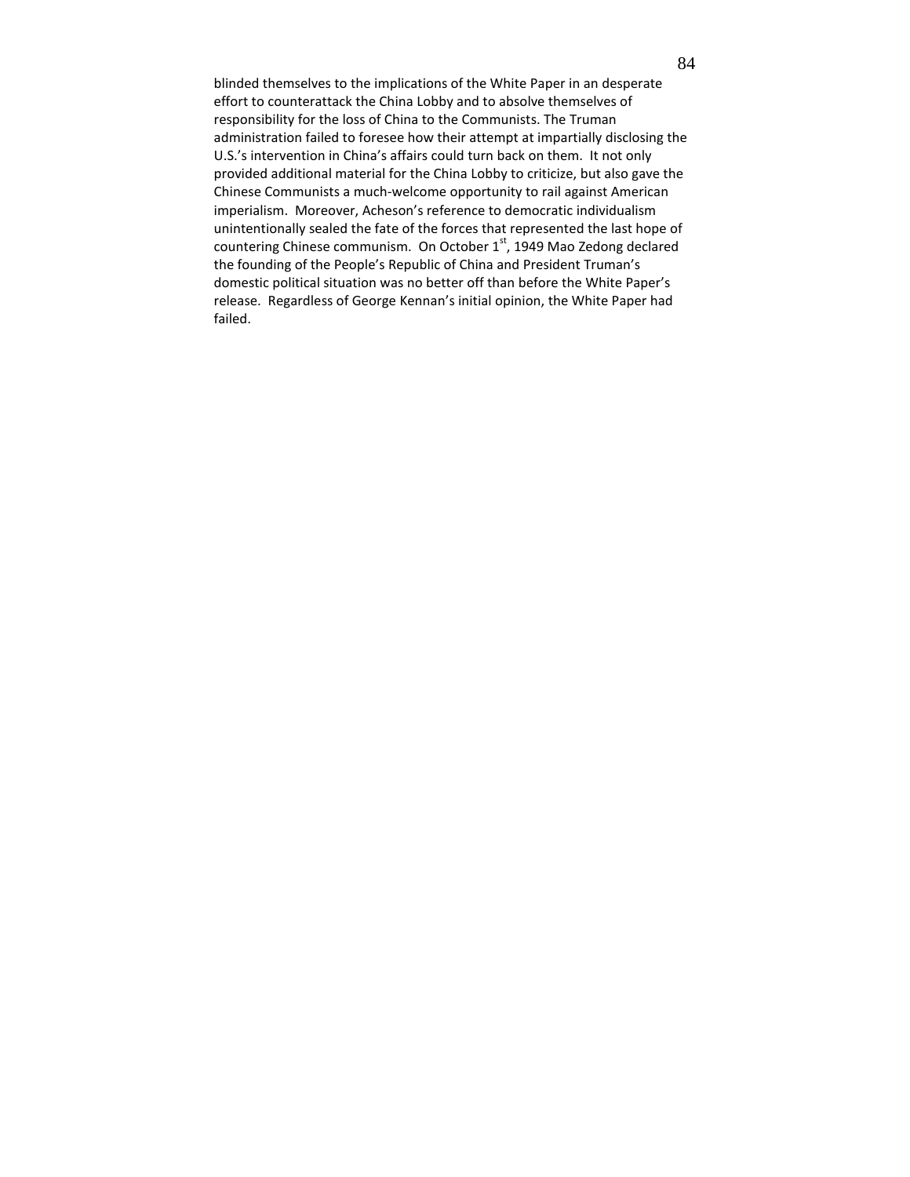blinded themselves to the implications of the White Paper in an desperate effort to counterattack the China Lobby and to absolve themselves of responsibility for the loss of China to the Communists. The Truman administration failed to foresee how their attempt at impartially disclosing the U.S.'s intervention in China's affairs could turn back on them. It not only provided additional material for the China Lobby to criticize, but also gave the Chinese Communists a much-welcome opportunity to rail against American imperialism. Moreover, Acheson's reference to democratic individualism unintentionally sealed the fate of the forces that represented the last hope of countering Chinese communism. On October 1st, 1949 Mao Zedong declared the founding of the People's Republic of China and President Truman's domestic political situation was no better off than before the White Paper's release. Regardless of George Kennan's initial opinion, the White Paper had failed.